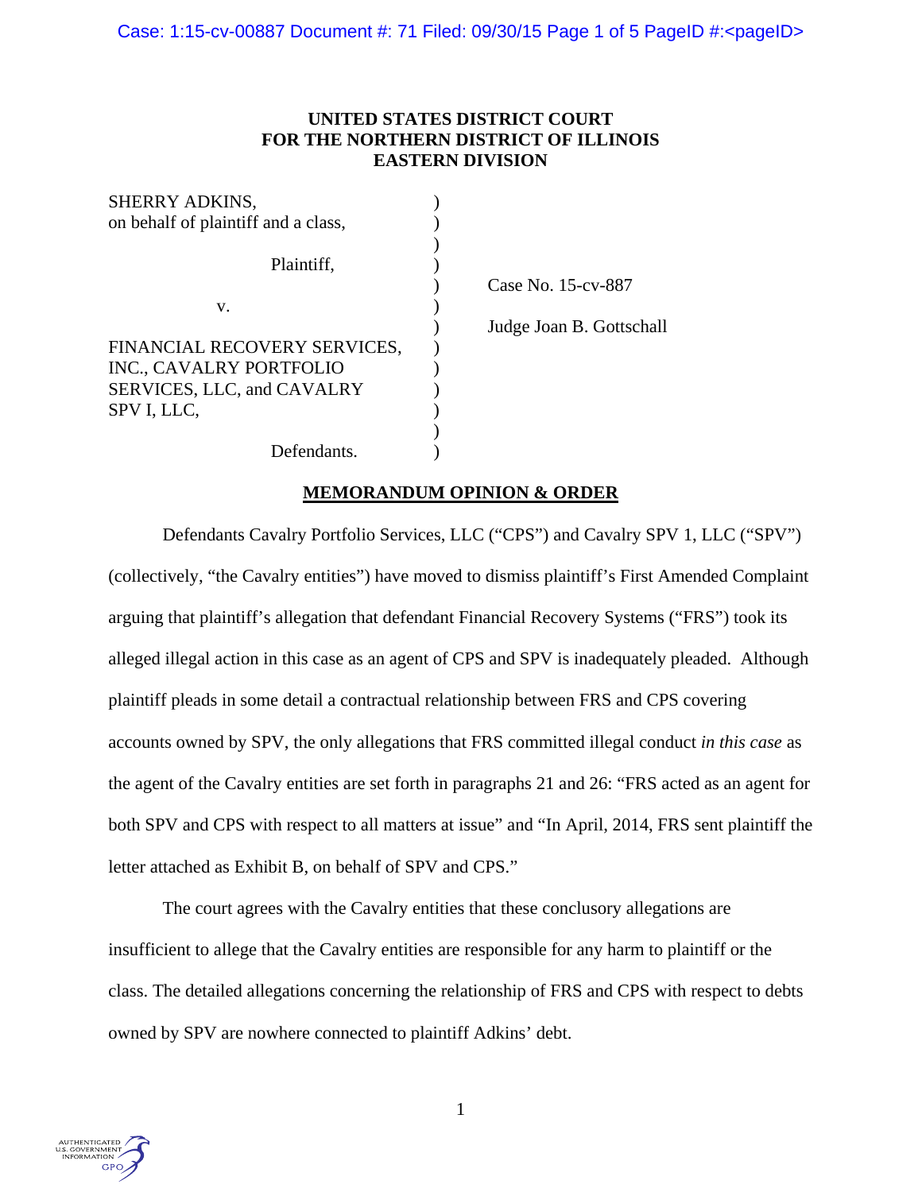**UNITED STATES DISTRICT COURT**
**FOR THE NORTHERN DISTRICT OF ILLINOIS**
**EASTERN DIVISION**

SHERRY ADKINS,
on behalf of plaintiff and a class,

Plaintiff,

v.

FINANCIAL RECOVERY SERVICES, INC., CAVALRY PORTFOLIO SERVICES, LLC, and CAVALRY SPV I, LLC,

Defendants.

Case No. 15-cv-887

Judge Joan B. Gottschall

**MEMORANDUM OPINION & ORDER**

Defendants Cavalry Portfolio Services, LLC ("CPS") and Cavalry SPV 1, LLC ("SPV") (collectively, "the Cavalry entities") have moved to dismiss plaintiff's First Amended Complaint arguing that plaintiff's allegation that defendant Financial Recovery Systems ("FRS") took its alleged illegal action in this case as an agent of CPS and SPV is inadequately pleaded. Although plaintiff pleads in some detail a contractual relationship between FRS and CPS covering accounts owned by SPV, the only allegations that FRS committed illegal conduct *in this case* as the agent of the Cavalry entities are set forth in paragraphs 21 and 26: "FRS acted as an agent for both SPV and CPS with respect to all matters at issue" and "In April, 2014, FRS sent plaintiff the letter attached as Exhibit B, on behalf of SPV and CPS."

The court agrees with the Cavalry entities that these conclusory allegations are insufficient to allege that the Cavalry entities are responsible for any harm to plaintiff or the class. The detailed allegations concerning the relationship of FRS and CPS with respect to debts owned by SPV are nowhere connected to plaintiff Adkins' debt.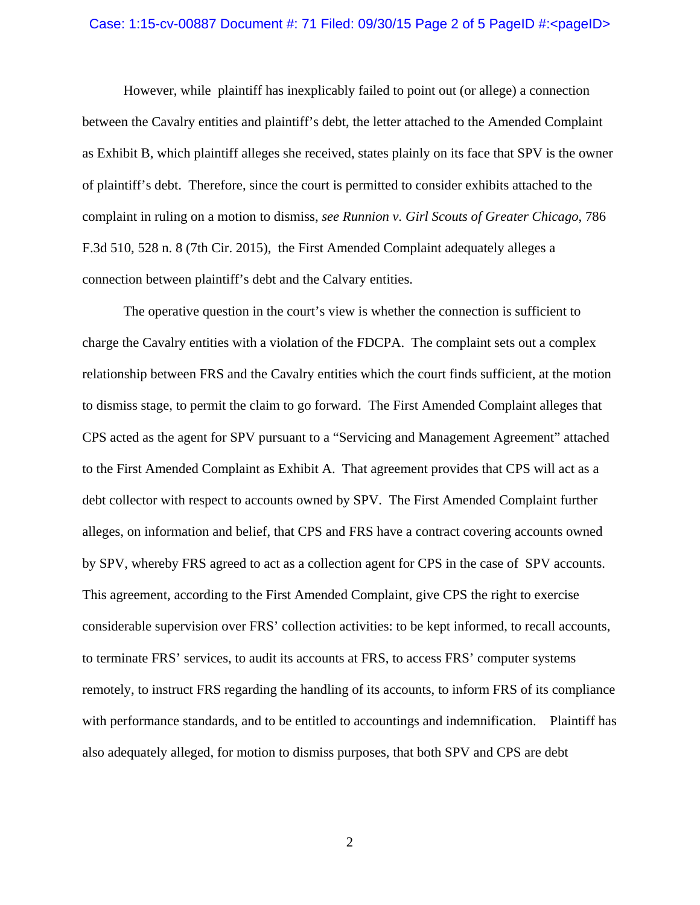However, while plaintiff has inexplicably failed to point out (or allege) a connection between the Cavalry entities and plaintiff's debt, the letter attached to the Amended Complaint as Exhibit B, which plaintiff alleges she received, states plainly on its face that SPV is the owner of plaintiff's debt. Therefore, since the court is permitted to consider exhibits attached to the complaint in ruling on a motion to dismiss, *see Runnion v. Girl Scouts of Greater Chicago*, 786 F.3d 510, 528 n. 8 (7th Cir. 2015), the First Amended Complaint adequately alleges a connection between plaintiff's debt and the Calvary entities.

The operative question in the court's view is whether the connection is sufficient to charge the Cavalry entities with a violation of the FDCPA. The complaint sets out a complex relationship between FRS and the Cavalry entities which the court finds sufficient, at the motion to dismiss stage, to permit the claim to go forward. The First Amended Complaint alleges that CPS acted as the agent for SPV pursuant to a "Servicing and Management Agreement" attached to the First Amended Complaint as Exhibit A. That agreement provides that CPS will act as a debt collector with respect to accounts owned by SPV. The First Amended Complaint further alleges, on information and belief, that CPS and FRS have a contract covering accounts owned by SPV, whereby FRS agreed to act as a collection agent for CPS in the case of SPV accounts. This agreement, according to the First Amended Complaint, give CPS the right to exercise considerable supervision over FRS' collection activities: to be kept informed, to recall accounts, to terminate FRS' services, to audit its accounts at FRS, to access FRS' computer systems remotely, to instruct FRS regarding the handling of its accounts, to inform FRS of its compliance with performance standards, and to be entitled to accountings and indemnification. Plaintiff has also adequately alleged, for motion to dismiss purposes, that both SPV and CPS are debt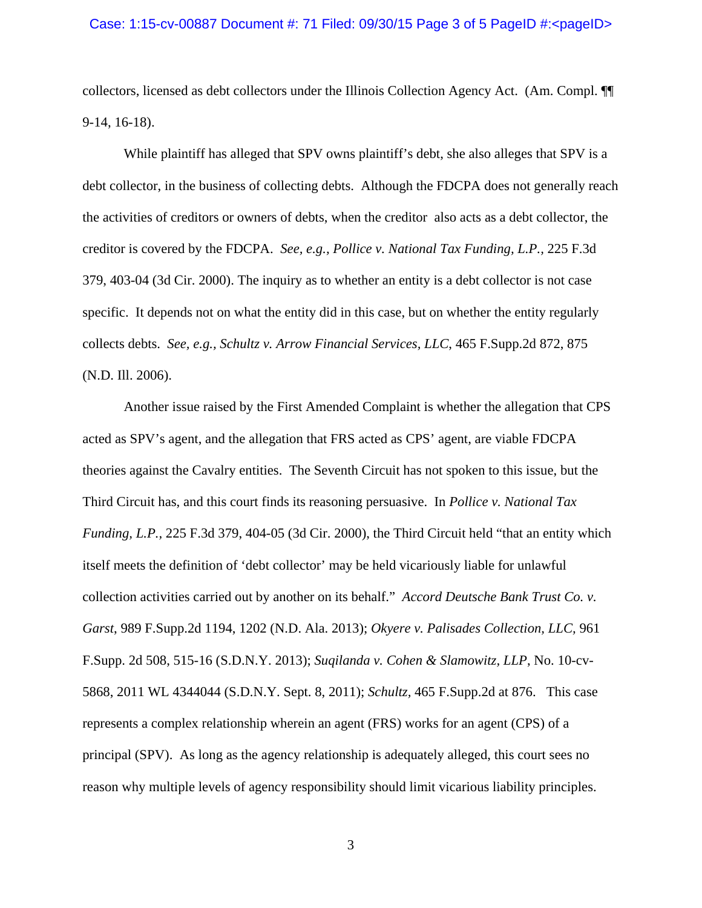collectors, licensed as debt collectors under the Illinois Collection Agency Act. (Am. Compl. ¶¶ 9-14, 16-18).

While plaintiff has alleged that SPV owns plaintiff's debt, she also alleges that SPV is a debt collector, in the business of collecting debts. Although the FDCPA does not generally reach the activities of creditors or owners of debts, when the creditor also acts as a debt collector, the creditor is covered by the FDCPA. *See, e.g., Pollice v. National Tax Funding, L.P.,* 225 F.3d 379, 403-04 (3d Cir. 2000). The inquiry as to whether an entity is a debt collector is not case specific. It depends not on what the entity did in this case, but on whether the entity regularly collects debts. *See, e.g., Schultz v. Arrow Financial Services, LLC*, 465 F.Supp.2d 872, 875 (N.D. Ill. 2006).

Another issue raised by the First Amended Complaint is whether the allegation that CPS acted as SPV's agent, and the allegation that FRS acted as CPS' agent, are viable FDCPA theories against the Cavalry entities. The Seventh Circuit has not spoken to this issue, but the Third Circuit has, and this court finds its reasoning persuasive. In *Pollice v. National Tax Funding, L.P.,* 225 F.3d 379, 404-05 (3d Cir. 2000), the Third Circuit held "that an entity which itself meets the definition of 'debt collector' may be held vicariously liable for unlawful collection activities carried out by another on its behalf." *Accord Deutsche Bank Trust Co. v. Garst*, 989 F.Supp.2d 1194, 1202 (N.D. Ala. 2013); *Okyere v. Palisades Collection, LLC*, 961 F.Supp. 2d 508, 515-16 (S.D.N.Y. 2013); *Suqilanda v. Cohen & Slamowitz, LLP*, No. 10-cv-5868, 2011 WL 4344044 (S.D.N.Y. Sept. 8, 2011); *Schultz,* 465 F.Supp.2d at 876. This case represents a complex relationship wherein an agent (FRS) works for an agent (CPS) of a principal (SPV). As long as the agency relationship is adequately alleged, this court sees no reason why multiple levels of agency responsibility should limit vicarious liability principles.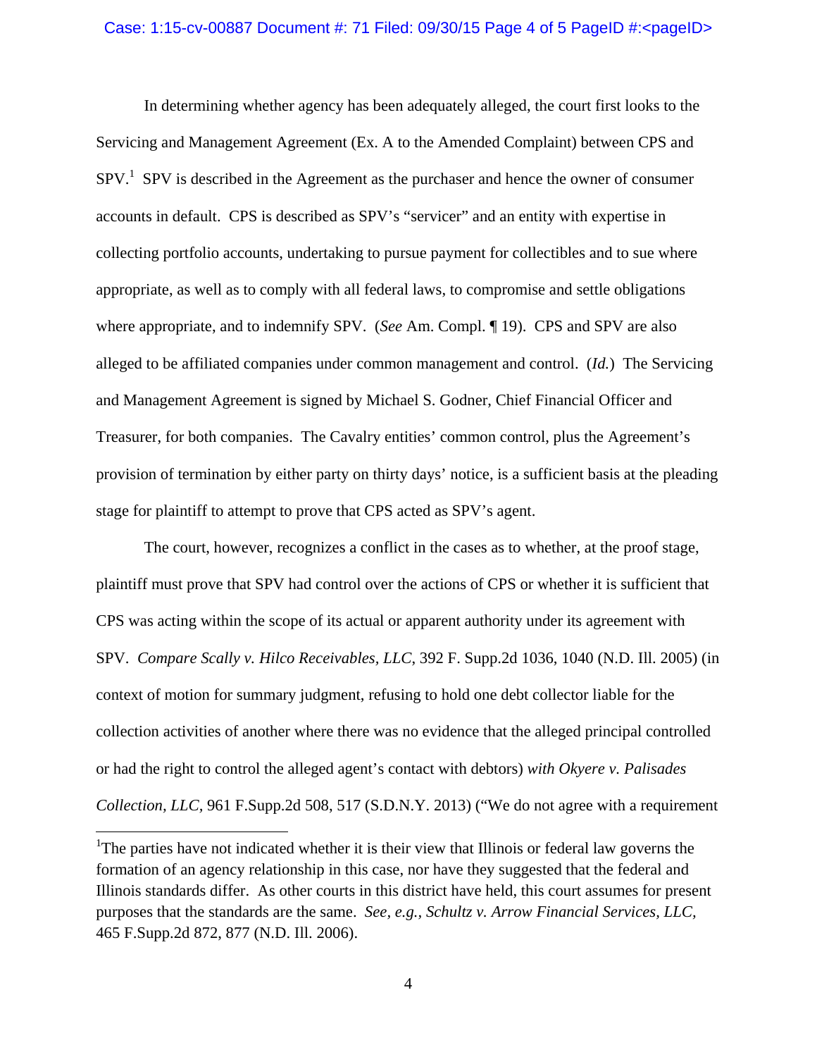In determining whether agency has been adequately alleged, the court first looks to the Servicing and Management Agreement (Ex. A to the Amended Complaint) between CPS and SPV.[1] SPV is described in the Agreement as the purchaser and hence the owner of consumer accounts in default. CPS is described as SPV's "servicer" and an entity with expertise in collecting portfolio accounts, undertaking to pursue payment for collectibles and to sue where appropriate, as well as to comply with all federal laws, to compromise and settle obligations where appropriate, and to indemnify SPV. (*See* Am. Compl. ¶ 19). CPS and SPV are also alleged to be affiliated companies under common management and control. (*Id.*) The Servicing and Management Agreement is signed by Michael S. Godner, Chief Financial Officer and Treasurer, for both companies. The Cavalry entities' common control, plus the Agreement's provision of termination by either party on thirty days' notice, is a sufficient basis at the pleading stage for plaintiff to attempt to prove that CPS acted as SPV's agent.

The court, however, recognizes a conflict in the cases as to whether, at the proof stage, plaintiff must prove that SPV had control over the actions of CPS or whether it is sufficient that CPS was acting within the scope of its actual or apparent authority under its agreement with SPV. *Compare Scally v. Hilco Receivables, LLC*, 392 F. Supp.2d 1036, 1040 (N.D. Ill. 2005) (in context of motion for summary judgment, refusing to hold one debt collector liable for the collection activities of another where there was no evidence that the alleged principal controlled or had the right to control the alleged agent's contact with debtors) *with Okyere v. Palisades Collection, LLC*, 961 F.Supp.2d 508, 517 (S.D.N.Y. 2013) ("We do not agree with a requirement

---

[1]The parties have not indicated whether it is their view that Illinois or federal law governs the formation of an agency relationship in this case, nor have they suggested that the federal and Illinois standards differ. As other courts in this district have held, this court assumes for present purposes that the standards are the same. *See, e.g., Schultz v. Arrow Financial Services, LLC,* 465 F.Supp.2d 872, 877 (N.D. Ill. 2006).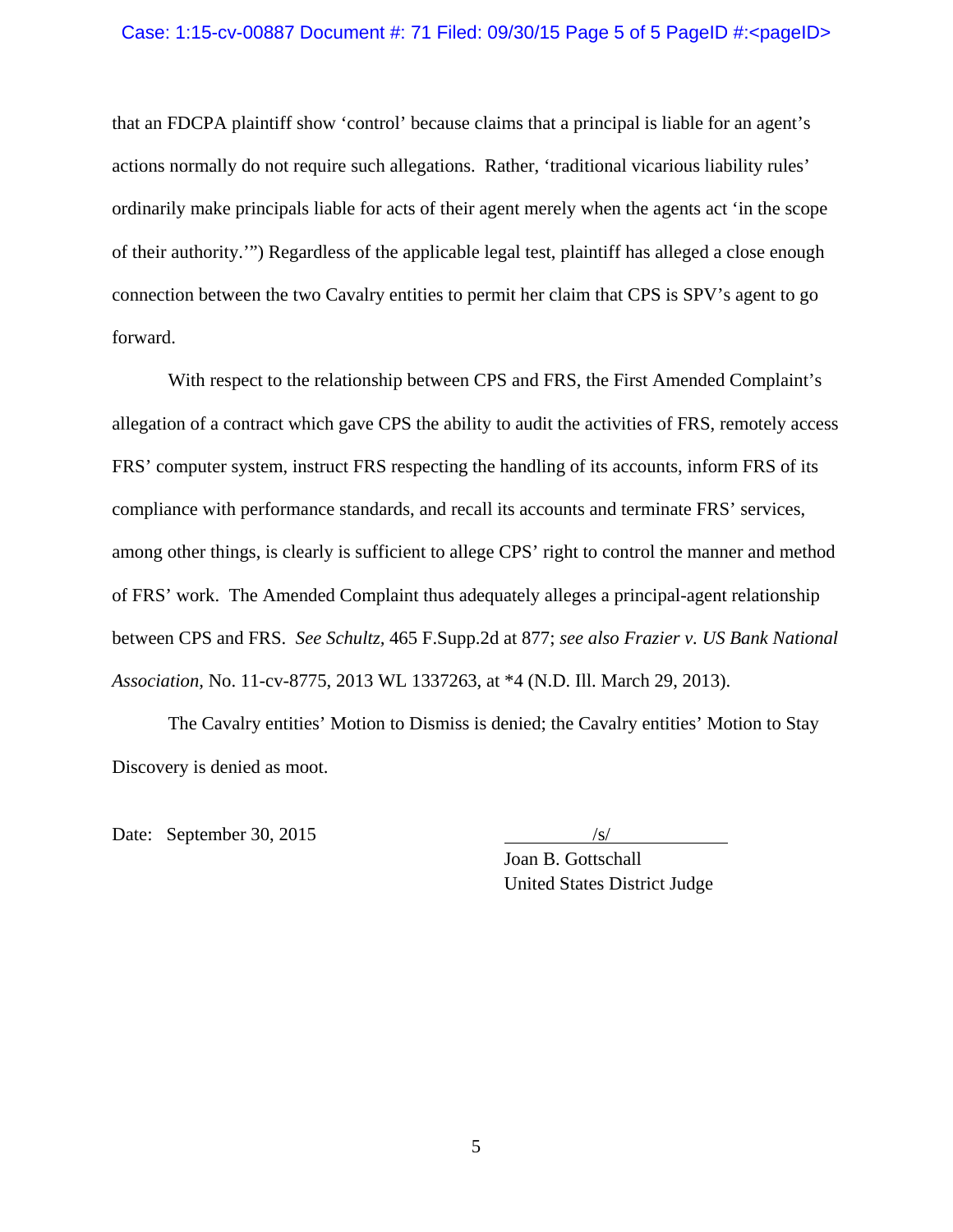that an FDCPA plaintiff show 'control' because claims that a principal is liable for an agent's actions normally do not require such allegations. Rather, 'traditional vicarious liability rules' ordinarily make principals liable for acts of their agent merely when the agents act 'in the scope of their authority.'") Regardless of the applicable legal test, plaintiff has alleged a close enough connection between the two Cavalry entities to permit her claim that CPS is SPV's agent to go forward.

With respect to the relationship between CPS and FRS, the First Amended Complaint's allegation of a contract which gave CPS the ability to audit the activities of FRS, remotely access FRS' computer system, instruct FRS respecting the handling of its accounts, inform FRS of its compliance with performance standards, and recall its accounts and terminate FRS' services, among other things, is clearly is sufficient to allege CPS' right to control the manner and method of FRS' work. The Amended Complaint thus adequately alleges a principal-agent relationship between CPS and FRS. *See Schultz*, 465 F.Supp.2d at 877; *see also Frazier v. US Bank National Association*, No. 11-cv-8775, 2013 WL 1337263, at *4 (N.D. Ill. March 29, 2013).

The Cavalry entities' Motion to Dismiss is denied; the Cavalry entities' Motion to Stay Discovery is denied as moot.

Date: September 30, 2015

/s/

Joan B. Gottschall
United States District Judge